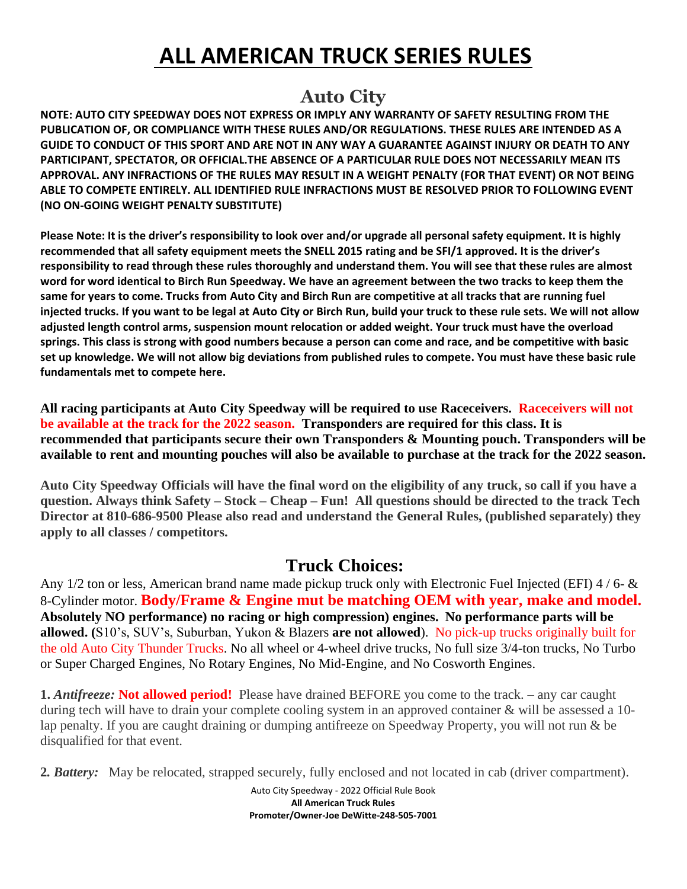# ALL AMERICAN TRUCK SERIES RULES

## Auto City

**NOTE: AUTO CITY SPEEDWAY DOES NOT EXPRESS OR IMPLY ANY WARRANTY OF SAFETY RESULTING FROM THE PUBLICATION OF, OR COMPLIANCE WITH THESE RULES AND/OR REGULATIONS. THESE RULES ARE INTENDED AS A GUIDE TO CONDUCT OF THIS SPORT AND ARE NOT IN ANY WAY A GUARANTEE AGAINST INJURY OR DEATH TO ANY PARTICIPANT, SPECTATOR, OR OFFICIAL.THE ABSENCE OF A PARTICULAR RULE DOES NOT NECESSARILY MEAN ITS APPROVAL. ANY INFRACTIONS OF THE RULES MAY RESULT IN A WEIGHT PENALTY (FOR THAT EVENT) OR NOT BEING ABLE TO COMPETE ENTIRELY. ALL IDENTIFIED RULE INFRACTIONS MUST BE RESOLVED PRIOR TO FOLLOWING EVENT (NO ON-GOING WEIGHT PENALTY SUBSTITUTE)**

**Please Note: It is the driver's responsibility to look over and/or upgrade all personal safety equipment. It is highly recommended that all safety equipment meets the SNELL 2015 rating and be SFI/1 approved. It is the driver's responsibility to read through these rules thoroughly and understand them. You will see that these rules are almost word for word identical to Birch Run Speedway. We have an agreement between the two tracks to keep them the same for years to come. Trucks from Auto City and Birch Run are competitive at all tracks that are running fuel injected trucks. If you want to be legal at Auto City or Birch Run, build your truck to these rule sets. We will not allow adjusted length control arms, suspension mount relocation or added weight. Your truck must have the overload springs. This class is strong with good numbers because a person can come and race, and be competitive with basic set up knowledge. We will not allow big deviations from published rules to compete. You must have these basic rule fundamentals met to compete here.**

**All racing participants at Auto City Speedway will be required to use Raceceivers. Raceceivers will not be available at the track for the 2022 season. Transponders are required for this class. It is recommended that participants secure their own Transponders & Mounting pouch. Transponders will be available to rent and mounting pouches will also be available to purchase at the track for the 2022 season.**

**Auto City Speedway Officials will have the final word on the eligibility of any truck, so call if you have a question. Always think Safety – Stock – Cheap – Fun! All questions should be directed to the track Tech Director at 810-686-9500 Please also read and understand the General Rules, (published separately) they apply to all classes / competitors.**

## Truck Choices:

Any 1/2 ton or less, American brand name made pickup truck only with Electronic Fuel Injected (EFI) 4 / 6- & 8-Cylinder motor. **Body/Frame & Engine mut be matching OEM with year, make and model. Absolutely NO performance) no racing or high compression) engines. No performance parts will be allowed. (**S10's, SUV's, Suburban, Yukon & Blazers **are not allowed**). No pick-up trucks originally built for the old Auto City Thunder Trucks. No all wheel or 4-wheel drive trucks, No full size 3/4-ton trucks, No Turbo or Super Charged Engines, No Rotary Engines, No Mid-Engine, and No Cosworth Engines.

**1.** ***Antifreeze:*** **Not allowed period!** Please have drained BEFORE you come to the track. – any car caught during tech will have to drain your complete cooling system in an approved container & will be assessed a 10-lap penalty. If you are caught draining or dumping antifreeze on Speedway Property, you will not run & be disqualified for that event.

**2.** ***Battery:*** May be relocated, strapped securely, fully enclosed and not located in cab (driver compartment).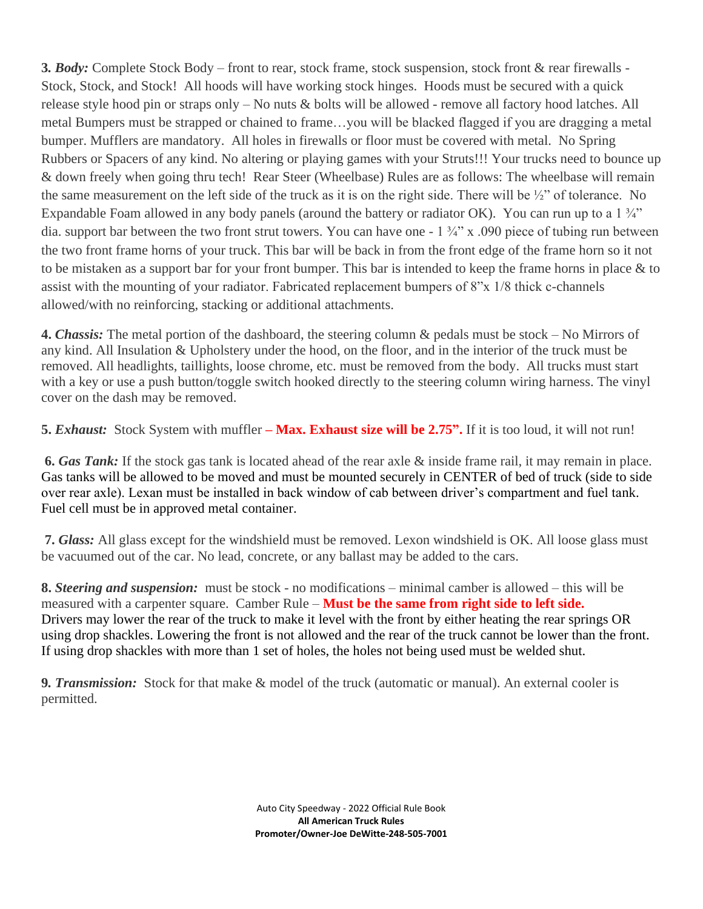**3.** ***Body:*** Complete Stock Body – front to rear, stock frame, stock suspension, stock front & rear firewalls - Stock, Stock, and Stock! All hoods will have working stock hinges. Hoods must be secured with a quick release style hood pin or straps only – No nuts & bolts will be allowed - remove all factory hood latches. All metal Bumpers must be strapped or chained to frame…you will be blacked flagged if you are dragging a metal bumper. Mufflers are mandatory. All holes in firewalls or floor must be covered with metal. No Spring Rubbers or Spacers of any kind. No altering or playing games with your Struts!!! Your trucks need to bounce up & down freely when going thru tech! Rear Steer (Wheelbase) Rules are as follows: The wheelbase will remain the same measurement on the left side of the truck as it is on the right side. There will be ½" of tolerance. No Expandable Foam allowed in any body panels (around the battery or radiator OK). You can run up to a 1 ¾" dia. support bar between the two front strut towers. You can have one - 1 ¾" x .090 piece of tubing run between the two front frame horns of your truck. This bar will be back in from the front edge of the frame horn so it not to be mistaken as a support bar for your front bumper. This bar is intended to keep the frame horns in place & to assist with the mounting of your radiator. Fabricated replacement bumpers of 8"x 1/8 thick c-channels allowed/with no reinforcing, stacking or additional attachments.

**4.** ***Chassis:*** The metal portion of the dashboard, the steering column & pedals must be stock – No Mirrors of any kind. All Insulation & Upholstery under the hood, on the floor, and in the interior of the truck must be removed. All headlights, taillights, loose chrome, etc. must be removed from the body. All trucks must start with a key or use a push button/toggle switch hooked directly to the steering column wiring harness. The vinyl cover on the dash may be removed.

**5.** ***Exhaust:*** Stock System with muffler **– Max. Exhaust size will be 2.75".** If it is too loud, it will not run!

**6.** ***Gas Tank:*** If the stock gas tank is located ahead of the rear axle & inside frame rail, it may remain in place. Gas tanks will be allowed to be moved and must be mounted securely in CENTER of bed of truck (side to side over rear axle). Lexan must be installed in back window of cab between driver's compartment and fuel tank. Fuel cell must be in approved metal container.

**7.** ***Glass:*** All glass except for the windshield must be removed. Lexon windshield is OK. All loose glass must be vacuumed out of the car. No lead, concrete, or any ballast may be added to the cars.

**8.** ***Steering and suspension:*** must be stock - no modifications – minimal camber is allowed – this will be measured with a carpenter square. Camber Rule – **Must be the same from right side to left side.** Drivers may lower the rear of the truck to make it level with the front by either heating the rear springs OR using drop shackles. Lowering the front is not allowed and the rear of the truck cannot be lower than the front. If using drop shackles with more than 1 set of holes, the holes not being used must be welded shut.

**9.** ***Transmission:*** Stock for that make & model of the truck (automatic or manual). An external cooler is permitted.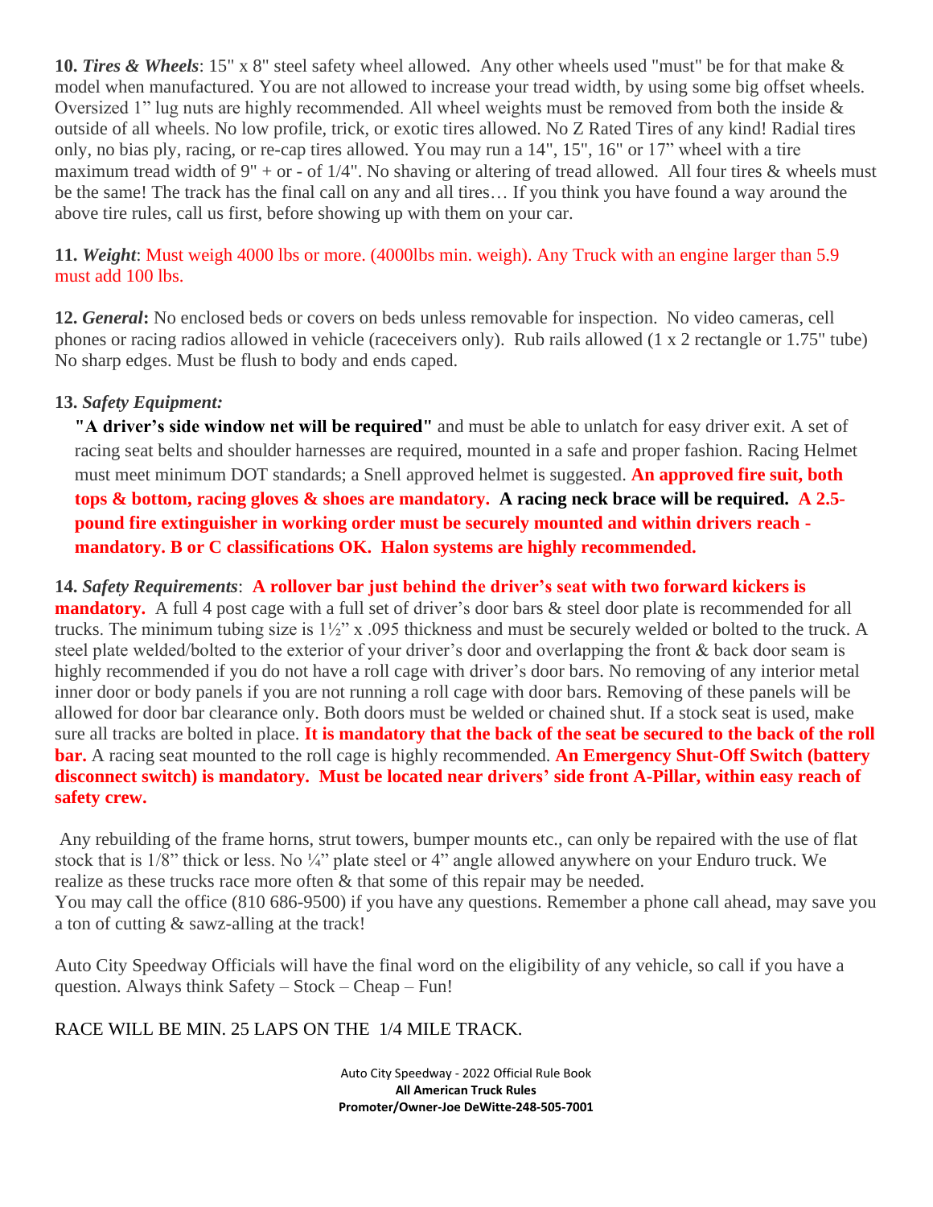**10.** ***Tires & Wheels***: 15" x 8" steel safety wheel allowed. Any other wheels used "must" be for that make & model when manufactured. You are not allowed to increase your tread width, by using some big offset wheels. Oversized 1" lug nuts are highly recommended. All wheel weights must be removed from both the inside & outside of all wheels. No low profile, trick, or exotic tires allowed. No Z Rated Tires of any kind! Radial tires only, no bias ply, racing, or re-cap tires allowed. You may run a 14", 15", 16" or 17" wheel with a tire maximum tread width of 9" + or - of 1/4". No shaving or altering of tread allowed. All four tires & wheels must be the same! The track has the final call on any and all tires… If you think you have found a way around the above tire rules, call us first, before showing up with them on your car.

**11.** ***Weight***: Must weigh 4000 lbs or more. (4000lbs min. weigh). Any Truck with an engine larger than 5.9 must add 100 lbs.

**12.** ***General***: No enclosed beds or covers on beds unless removable for inspection. No video cameras, cell phones or racing radios allowed in vehicle (raceceivers only). Rub rails allowed (1 x 2 rectangle or 1.75" tube) No sharp edges. Must be flush to body and ends caped.

**13.** ***Safety Equipment:***

**"A driver's side window net will be required"** and must be able to unlatch for easy driver exit. A set of racing seat belts and shoulder harnesses are required, mounted in a safe and proper fashion. Racing Helmet must meet minimum DOT standards; a Snell approved helmet is suggested. **An approved fire suit, both tops & bottom, racing gloves & shoes are mandatory. A racing neck brace will be required. A 2.5-pound fire extinguisher in working order must be securely mounted and within drivers reach - mandatory. B or C classifications OK. Halon systems are highly recommended.**

**14.** ***Safety Requirements***: **A rollover bar just behind the driver's seat with two forward kickers is mandatory.** A full 4 post cage with a full set of driver's door bars & steel door plate is recommended for all trucks. The minimum tubing size is 1½" x .095 thickness and must be securely welded or bolted to the truck. A steel plate welded/bolted to the exterior of your driver's door and overlapping the front & back door seam is highly recommended if you do not have a roll cage with driver's door bars. No removing of any interior metal inner door or body panels if you are not running a roll cage with door bars. Removing of these panels will be allowed for door bar clearance only. Both doors must be welded or chained shut. If a stock seat is used, make sure all tracks are bolted in place. **It is mandatory that the back of the seat be secured to the back of the roll bar.** A racing seat mounted to the roll cage is highly recommended. **An Emergency Shut-Off Switch (battery disconnect switch) is mandatory. Must be located near drivers' side front A-Pillar, within easy reach of safety crew.**

Any rebuilding of the frame horns, strut towers, bumper mounts etc., can only be repaired with the use of flat stock that is 1/8" thick or less. No ¼" plate steel or 4" angle allowed anywhere on your Enduro truck. We realize as these trucks race more often & that some of this repair may be needed.
You may call the office (810 686-9500) if you have any questions. Remember a phone call ahead, may save you a ton of cutting & sawz-alling at the track!

Auto City Speedway Officials will have the final word on the eligibility of any vehicle, so call if you have a question. Always think Safety – Stock – Cheap – Fun!

RACE WILL BE MIN. 25 LAPS ON THE 1/4 MILE TRACK.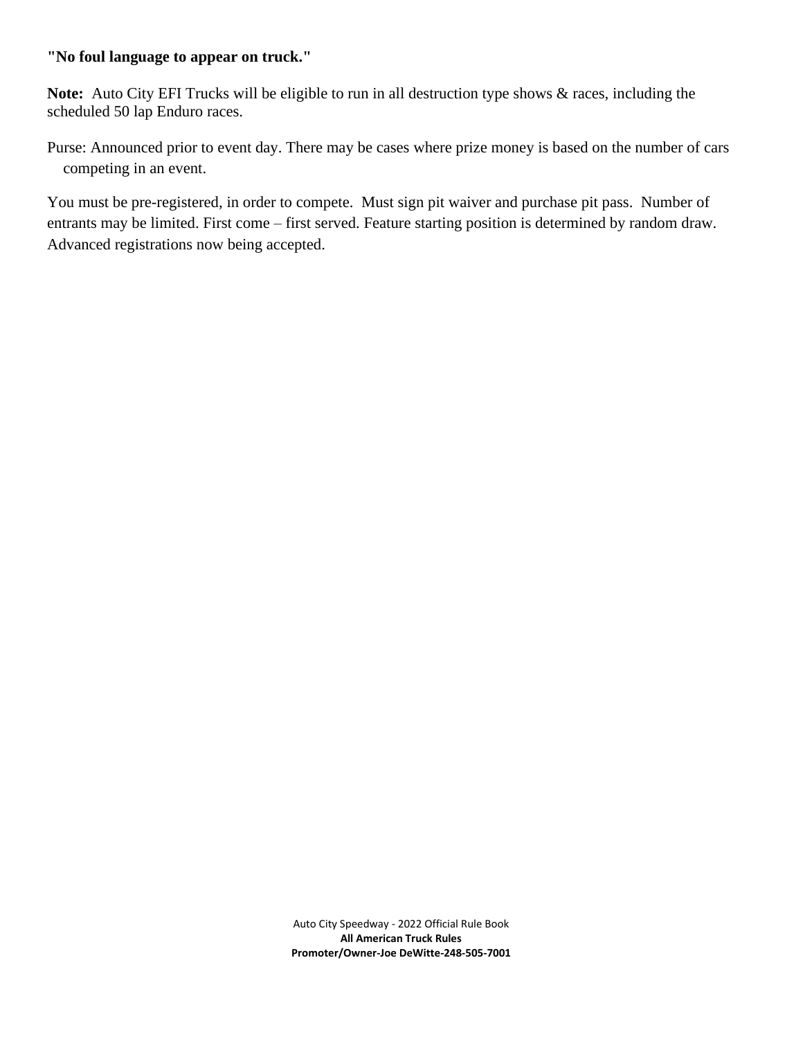**"No foul language to appear on truck."**

**Note:** Auto City EFI Trucks will be eligible to run in all destruction type shows & races, including the scheduled 50 lap Enduro races.

Purse: Announced prior to event day. There may be cases where prize money is based on the number of cars competing in an event.

You must be pre-registered, in order to compete. Must sign pit waiver and purchase pit pass. Number of entrants may be limited. First come – first served. Feature starting position is determined by random draw. Advanced registrations now being accepted.